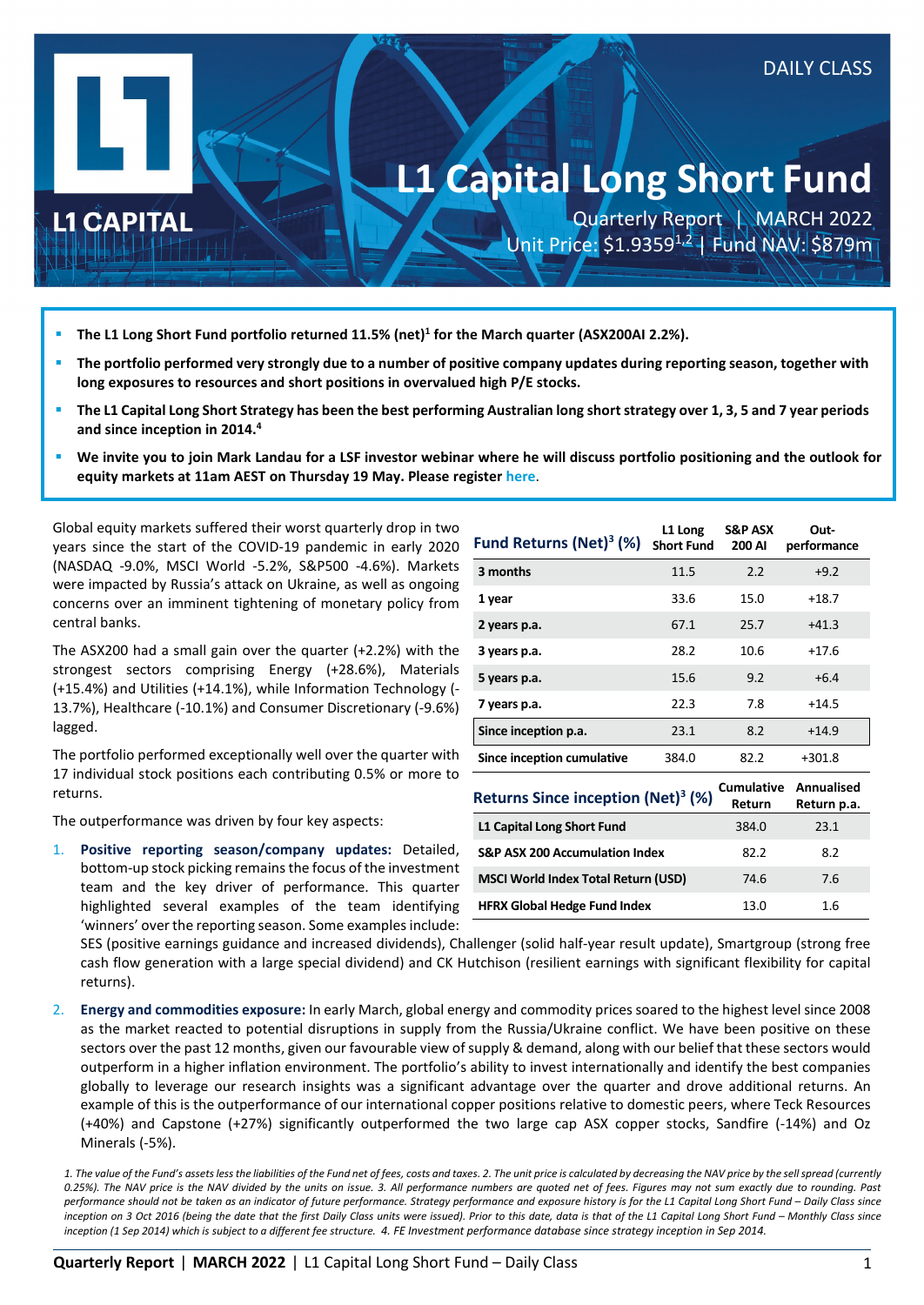DAILY CLASS

L1 CAPITAL

# L1 Capital Long Short Fund

Quarterly Report | MARCH 2022

Unit Price: $1.9359[1,2] | Fund NAV: $879m

- **The L1 Long Short Fund portfolio returned 11.5% (net)[1] for the March quarter (ASX200AI 2.2%).**
- **The portfolio performed very strongly due to a number of positive company updates during reporting season, together with long exposures to resources and short positions in overvalued high P/E stocks.**
- **The L1 Capital Long Short Strategy has been the best performing Australian long short strategy over 1, 3, 5 and 7 year periods and since inception in 2014.[4]**
- **We invite you to join Mark Landau for a LSF investor webinar where he will discuss portfolio positioning and the outlook for equity markets at 11am AEST on Thursday 19 May. Please register here.**

Global equity markets suffered their worst quarterly drop in two years since the start of the COVID-19 pandemic in early 2020 (NASDAQ -9.0%, MSCI World -5.2%, S&P500 -4.6%). Markets were impacted by Russia's attack on Ukraine, as well as ongoing concerns over an imminent tightening of monetary policy from central banks.

The ASX200 had a small gain over the quarter (+2.2%) with the strongest sectors comprising Energy (+28.6%), Materials (+15.4%) and Utilities (+14.1%), while Information Technology (-13.7%), Healthcare (-10.1%) and Consumer Discretionary (-9.6%) lagged.

The portfolio performed exceptionally well over the quarter with 17 individual stock positions each contributing 0.5% or more to returns.

| Fund Returns (Net)[3] (%) | L1 Long Short Fund | S&P ASX 200 AI | Out-performance |
|---|---|---|---|
| 3 months | 11.5 | 2.2 | +9.2 |
| 1 year | 33.6 | 15.0 | +18.7 |
| 2 years p.a. | 67.1 | 25.7 | +41.3 |
| 3 years p.a. | 28.2 | 10.6 | +17.6 |
| 5 years p.a. | 15.6 | 9.2 | +6.4 |
| 7 years p.a. | 22.3 | 7.8 | +14.5 |
| Since inception p.a. | 23.1 | 8.2 | +14.9 |
| Since inception cumulative | 384.0 | 82.2 | +301.8 |

| Returns Since inception (Net)[3] (%) | Cumulative Return | Annualised Return p.a. |
|---|---|---|
| L1 Capital Long Short Fund | 384.0 | 23.1 |
| S&P ASX 200 Accumulation Index | 82.2 | 8.2 |
| MSCI World Index Total Return (USD) | 74.6 | 7.6 |
| HFRX Global Hedge Fund Index | 13.0 | 1.6 |

The outperformance was driven by four key aspects:

1. **Positive reporting season/company updates:** Detailed, bottom-up stock picking remains the focus of the investment team and the key driver of performance. This quarter highlighted several examples of the team identifying 'winners' over the reporting season. Some examples include: SES (positive earnings guidance and increased dividends), Challenger (solid half-year result update), Smartgroup (strong free cash flow generation with a large special dividend) and CK Hutchison (resilient earnings with significant flexibility for capital returns).
2. **Energy and commodities exposure:** In early March, global energy and commodity prices soared to the highest level since 2008 as the market reacted to potential disruptions in supply from the Russia/Ukraine conflict. We have been positive on these sectors over the past 12 months, given our favourable view of supply & demand, along with our belief that these sectors would outperform in a higher inflation environment. The portfolio's ability to invest internationally and identify the best companies globally to leverage our research insights was a significant advantage over the quarter and drove additional returns. An example of this is the outperformance of our international copper positions relative to domestic peers, where Teck Resources (+40%) and Capstone (+27%) significantly outperformed the two large cap ASX copper stocks, Sandfire (-14%) and Oz Minerals (-5%).

*1. The value of the Fund's assets less the liabilities of the Fund net of fees, costs and taxes. 2. The unit price is calculated by decreasing the NAV price by the sell spread (currently 0.25%). The NAV price is the NAV divided by the units on issue. 3. All performance numbers are quoted net of fees. Figures may not sum exactly due to rounding. Past performance should not be taken as an indicator of future performance. Strategy performance and exposure history is for the L1 Capital Long Short Fund – Daily Class since inception on 3 Oct 2016 (being the date that the first Daily Class units were issued). Prior to this date, data is that of the L1 Capital Long Short Fund – Monthly Class since inception (1 Sep 2014) which is subject to a different fee structure. 4. FE Investment performance database since strategy inception in Sep 2014.*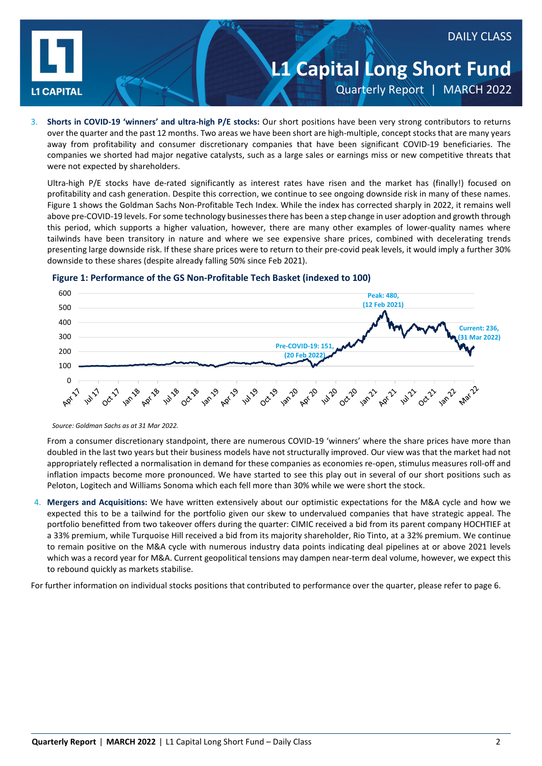3. **Shorts in COVID-19 'winners' and ultra-high P/E stocks:** Our short positions have been very strong contributors to returns over the quarter and the past 12 months. Two areas we have been short are high-multiple, concept stocks that are many years away from profitability and consumer discretionary companies that have been significant COVID-19 beneficiaries. The companies we shorted had major negative catalysts, such as a large sales or earnings miss or new competitive threats that were not expected by shareholders.

   Ultra-high P/E stocks have de-rated significantly as interest rates have risen and the market has (finally!) focused on profitability and cash generation. Despite this correction, we continue to see ongoing downside risk in many of these names. Figure 1 shows the Goldman Sachs Non-Profitable Tech Index. While the index has corrected sharply in 2022, it remains well above pre-COVID-19 levels. For some technology businesses there has been a step change in user adoption and growth through this period, which supports a higher valuation, however, there are many other examples of lower-quality names where tailwinds have been transitory in nature and where we see expensive share prices, combined with decelerating trends presenting large downside risk. If these share prices were to return to their pre-covid peak levels, it would imply a further 30% downside to these shares (despite already falling 50% since Feb 2021).

   **Figure 1: Performance of the GS Non-Profitable Tech Basket (indexed to 100)**

   Peak: 480, (12 Feb 2021)
   Current: 236, (31 Mar 2022)
   Pre-COVID-19: 151, (20 Feb 2022)

   *Source: Goldman Sachs as at 31 Mar 2022.*

   From a consumer discretionary standpoint, there are numerous COVID-19 'winners' where the share prices have more than doubled in the last two years but their business models have not structurally improved. Our view was that the market had not appropriately reflected a normalisation in demand for these companies as economies re-open, stimulus measures roll-off and inflation impacts become more pronounced. We have started to see this play out in several of our short positions such as Peloton, Logitech and Williams Sonoma which each fell more than 30% while we were short the stock.

4. **Mergers and Acquisitions:** We have written extensively about our optimistic expectations for the M&A cycle and how we expected this to be a tailwind for the portfolio given our skew to undervalued companies that have strategic appeal. The portfolio benefitted from two takeover offers during the quarter: CIMIC received a bid from its parent company HOCHTIEF at a 33% premium, while Turquoise Hill received a bid from its majority shareholder, Rio Tinto, at a 32% premium. We continue to remain positive on the M&A cycle with numerous industry data points indicating deal pipelines at or above 2021 levels which was a record year for M&A. Current geopolitical tensions may dampen near-term deal volume, however, we expect this to rebound quickly as markets stabilise.

For further information on individual stocks positions that contributed to performance over the quarter, please refer to page 6.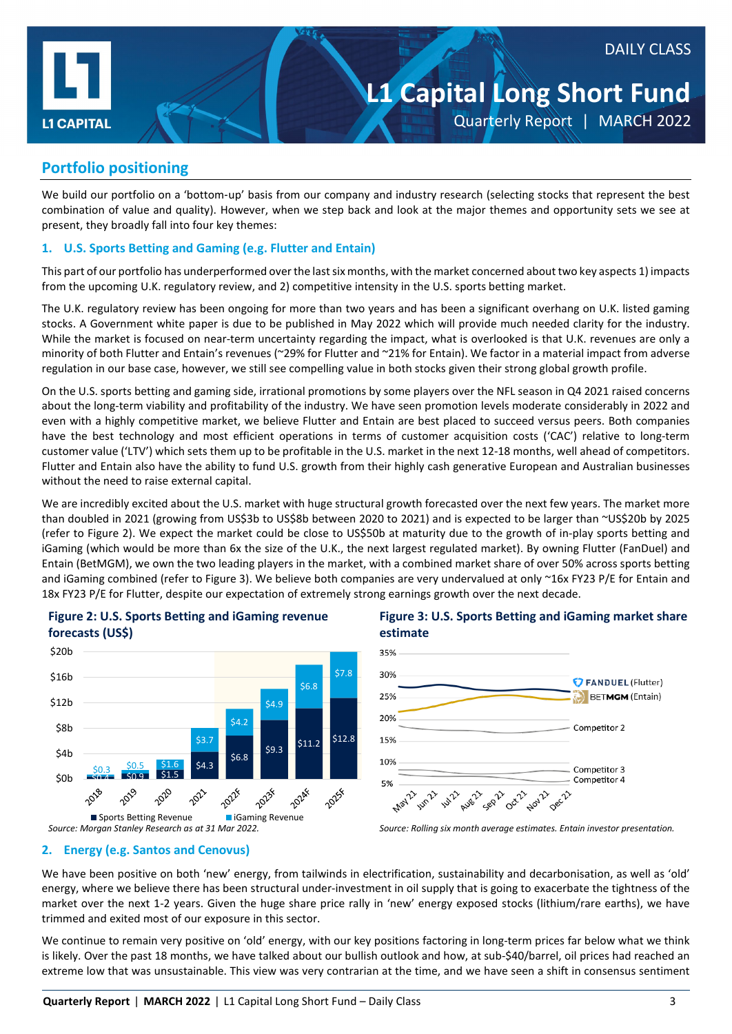## Portfolio positioning

We build our portfolio on a 'bottom-up' basis from our company and industry research (selecting stocks that represent the best combination of value and quality). However, when we step back and look at the major themes and opportunity sets we see at present, they broadly fall into four key themes:

### 1. U.S. Sports Betting and Gaming (e.g. Flutter and Entain)

This part of our portfolio has underperformed over the last six months, with the market concerned about two key aspects 1) impacts from the upcoming U.K. regulatory review, and 2) competitive intensity in the U.S. sports betting market.

The U.K. regulatory review has been ongoing for more than two years and has been a significant overhang on U.K. listed gaming stocks. A Government white paper is due to be published in May 2022 which will provide much needed clarity for the industry. While the market is focused on near-term uncertainty regarding the impact, what is overlooked is that U.K. revenues are only a minority of both Flutter and Entain's revenues (~29% for Flutter and ~21% for Entain). We factor in a material impact from adverse regulation in our base case, however, we still see compelling value in both stocks given their strong global growth profile.

On the U.S. sports betting and gaming side, irrational promotions by some players over the NFL season in Q4 2021 raised concerns about the long-term viability and profitability of the industry. We have seen promotion levels moderate considerably in 2022 and even with a highly competitive market, we believe Flutter and Entain are best placed to succeed versus peers. Both companies have the best technology and most efficient operations in terms of customer acquisition costs ('CAC') relative to long-term customer value ('LTV') which sets them up to be profitable in the U.S. market in the next 12-18 months, well ahead of competitors. Flutter and Entain also have the ability to fund U.S. growth from their highly cash generative European and Australian businesses without the need to raise external capital.

We are incredibly excited about the U.S. market with huge structural growth forecasted over the next few years. The market more than doubled in 2021 (growing from US$3b to US$8b between 2020 to 2021) and is expected to be larger than ~US$20b by 2025 (refer to Figure 2). We expect the market could be close to US$50b at maturity due to the growth of in-play sports betting and iGaming (which would be more than 6x the size of the U.K., the next largest regulated market). By owning Flutter (FanDuel) and Entain (BetMGM), we own the two leading players in the market, with a combined market share of over 50% across sports betting and iGaming combined (refer to Figure 3). We believe both companies are very undervalued at only ~16x FY23 P/E for Entain and 18x FY23 P/E for Flutter, despite our expectation of extremely strong earnings growth over the next decade.

**Figure 2: U.S. Sports Betting and iGaming revenue forecasts (US$)**

| Year | Sports Betting Revenue | iGaming Revenue |
|---|---|---|
| 2018 | $0.4 | $0.3 |
| 2019 | $0.9 | $0.5 |
| 2020 | $1.5 | $1.6 |
| 2021 | $4.3 | $3.7 |
| 2022F | $6.8 | $4.2 |
| 2023F | $9.3 | $4.9 |
| 2024F | $11.2 | $6.8 |
| 2025F | $12.8 | $7.8 |

*Source: Morgan Stanley Research as at 31 Mar 2022.*

**Figure 3: U.S. Sports Betting and iGaming market share estimate**

*Source: Rolling six month average estimates. Entain investor presentation.*

### 2. Energy (e.g. Santos and Cenovus)

We have been positive on both 'new' energy, from tailwinds in electrification, sustainability and decarbonisation, as well as 'old' energy, where we believe there has been structural under-investment in oil supply that is going to exacerbate the tightness of the market over the next 1-2 years. Given the huge share price rally in 'new' energy exposed stocks (lithium/rare earths), we have trimmed and exited most of our exposure in this sector.

We continue to remain very positive on 'old' energy, with our key positions factoring in long-term prices far below what we think is likely. Over the past 18 months, we have talked about our bullish outlook and how, at sub-$40/barrel, oil prices had reached an extreme low that was unsustainable. This view was very contrarian at the time, and we have seen a shift in consensus sentiment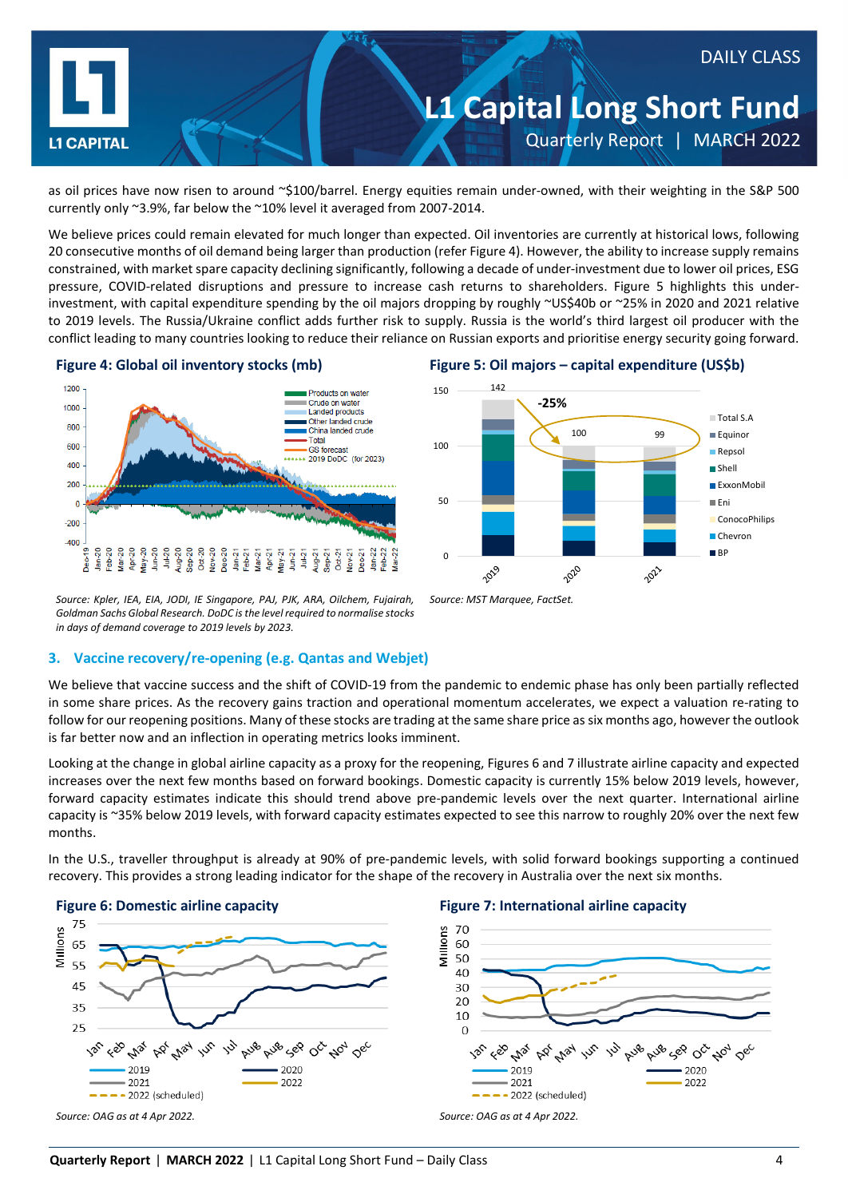as oil prices have now risen to around ~$100/barrel. Energy equities remain under-owned, with their weighting in the S&P 500 currently only ~3.9%, far below the ~10% level it averaged from 2007-2014.

We believe prices could remain elevated for much longer than expected. Oil inventories are currently at historical lows, following 20 consecutive months of oil demand being larger than production (refer Figure 4). However, the ability to increase supply remains constrained, with market spare capacity declining significantly, following a decade of under-investment due to lower oil prices, ESG pressure, COVID-related disruptions and pressure to increase cash returns to shareholders. Figure 5 highlights this under-investment, with capital expenditure spending by the oil majors dropping by roughly ~US$40b or ~25% in 2020 and 2021 relative to 2019 levels. The Russia/Ukraine conflict adds further risk to supply. Russia is the world's third largest oil producer with the conflict leading to many countries looking to reduce their reliance on Russian exports and prioritise energy security going forward.

**Figure 4: Global oil inventory stocks (mb)**

*Source: Kpler, IEA, EIA, JODI, IE Singapore, PAJ, PJK, ARA, Oilchem, Fujairah, Goldman Sachs Global Research. DoDC is the level required to normalise stocks in days of demand coverage to 2019 levels by 2023.*

**Figure 5: Oil majors – capital expenditure (US$b)**

*Source: MST Marquee, FactSet.*

## 3. Vaccine recovery/re-opening (e.g. Qantas and Webjet)

We believe that vaccine success and the shift of COVID-19 from the pandemic to endemic phase has only been partially reflected in some share prices. As the recovery gains traction and operational momentum accelerates, we expect a valuation re-rating to follow for our reopening positions. Many of these stocks are trading at the same share price as six months ago, however the outlook is far better now and an inflection in operating metrics looks imminent.

Looking at the change in global airline capacity as a proxy for the reopening, Figures 6 and 7 illustrate airline capacity and expected increases over the next few months based on forward bookings. Domestic capacity is currently 15% below 2019 levels, however, forward capacity estimates indicate this should trend above pre-pandemic levels over the next quarter. International airline capacity is ~35% below 2019 levels, with forward capacity estimates expected to see this narrow to roughly 20% over the next few months.

In the U.S., traveller throughput is already at 90% of pre-pandemic levels, with solid forward bookings supporting a continued recovery. This provides a strong leading indicator for the shape of the recovery in Australia over the next six months.

**Figure 6: Domestic airline capacity**

*Source: OAG as at 4 Apr 2022.*

**Figure 7: International airline capacity**

*Source: OAG as at 4 Apr 2022.*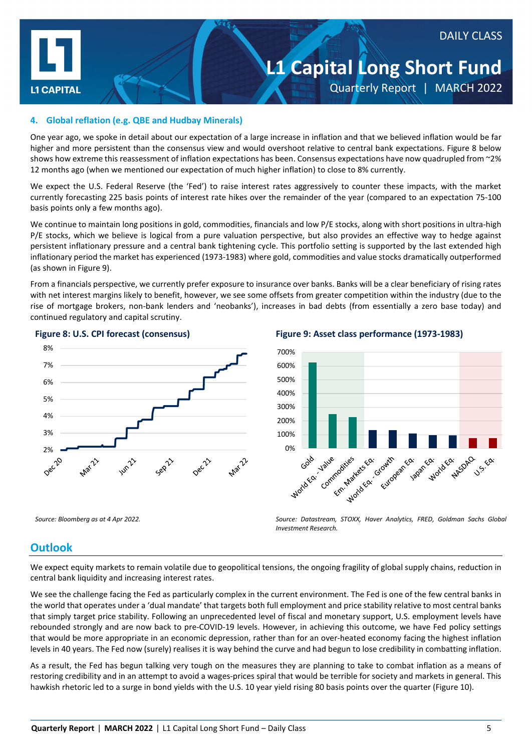### 4. Global reflation (e.g. QBE and Hudbay Minerals)

One year ago, we spoke in detail about our expectation of a large increase in inflation and that we believed inflation would be far higher and more persistent than the consensus view and would overshoot relative to central bank expectations. Figure 8 below shows how extreme this reassessment of inflation expectations has been. Consensus expectations have now quadrupled from ~2% 12 months ago (when we mentioned our expectation of much higher inflation) to close to 8% currently.

We expect the U.S. Federal Reserve (the 'Fed') to raise interest rates aggressively to counter these impacts, with the market currently forecasting 225 basis points of interest rate hikes over the remainder of the year (compared to an expectation 75-100 basis points only a few months ago).

We continue to maintain long positions in gold, commodities, financials and low P/E stocks, along with short positions in ultra-high P/E stocks, which we believe is logical from a pure valuation perspective, but also provides an effective way to hedge against persistent inflationary pressure and a central bank tightening cycle. This portfolio setting is supported by the last extended high inflationary period the market has experienced (1973-1983) where gold, commodities and value stocks dramatically outperformed (as shown in Figure 9).

From a financials perspective, we currently prefer exposure to insurance over banks. Banks will be a clear beneficiary of rising rates with net interest margins likely to benefit, however, we see some offsets from greater competition within the industry (due to the rise of mortgage brokers, non-bank lenders and 'neobanks'), increases in bad debts (from essentially a zero base today) and continued regulatory and capital scrutiny.

**Figure 8: U.S. CPI forecast (consensus)**

*Source: Bloomberg as at 4 Apr 2022.*

**Figure 9: Asset class performance (1973-1983)**

*Source: Datastream, STOXX, Haver Analytics, FRED, Goldman Sachs Global Investment Research.*

## Outlook

We expect equity markets to remain volatile due to geopolitical tensions, the ongoing fragility of global supply chains, reduction in central bank liquidity and increasing interest rates.

We see the challenge facing the Fed as particularly complex in the current environment. The Fed is one of the few central banks in the world that operates under a 'dual mandate' that targets both full employment and price stability relative to most central banks that simply target price stability. Following an unprecedented level of fiscal and monetary support, U.S. employment levels have rebounded strongly and are now back to pre-COVID-19 levels. However, in achieving this outcome, we have Fed policy settings that would be more appropriate in an economic depression, rather than for an over-heated economy facing the highest inflation levels in 40 years. The Fed now (surely) realises it is way behind the curve and had begun to lose credibility in combatting inflation.

As a result, the Fed has begun talking very tough on the measures they are planning to take to combat inflation as a means of restoring credibility and in an attempt to avoid a wages-prices spiral that would be terrible for society and markets in general. This hawkish rhetoric led to a surge in bond yields with the U.S. 10 year yield rising 80 basis points over the quarter (Figure 10).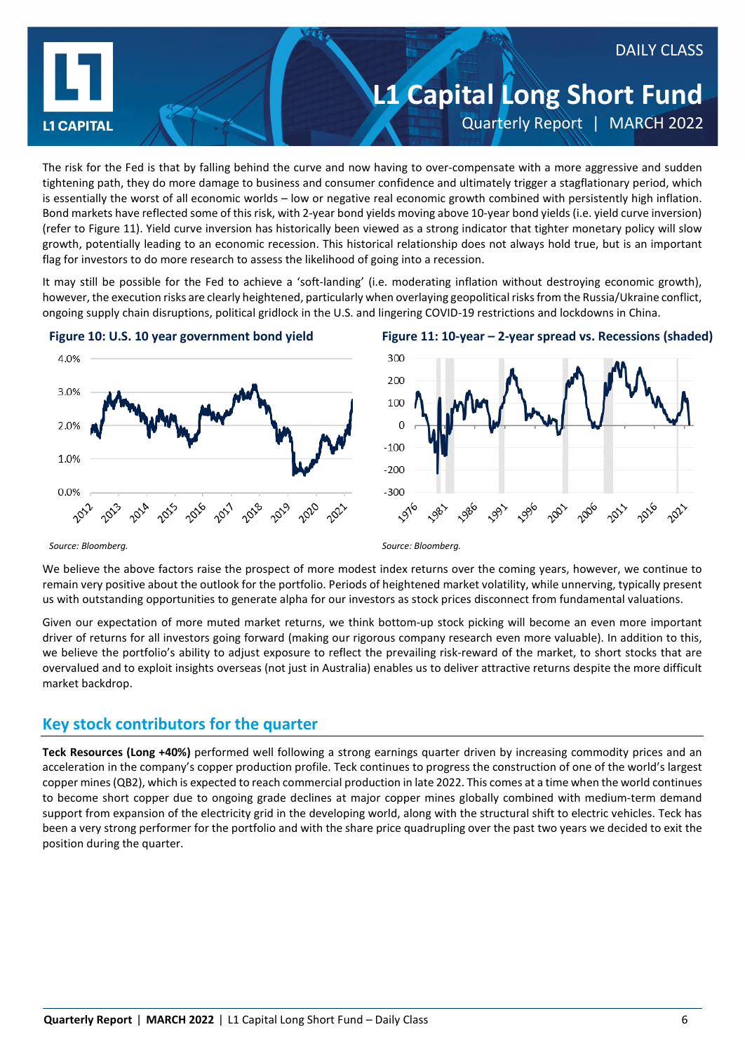The risk for the Fed is that by falling behind the curve and now having to over-compensate with a more aggressive and sudden tightening path, they do more damage to business and consumer confidence and ultimately trigger a stagflationary period, which is essentially the worst of all economic worlds – low or negative real economic growth combined with persistently high inflation. Bond markets have reflected some of this risk, with 2-year bond yields moving above 10-year bond yields (i.e. yield curve inversion) (refer to Figure 11). Yield curve inversion has historically been viewed as a strong indicator that tighter monetary policy will slow growth, potentially leading to an economic recession. This historical relationship does not always hold true, but is an important flag for investors to do more research to assess the likelihood of going into a recession.

It may still be possible for the Fed to achieve a 'soft-landing' (i.e. moderating inflation without destroying economic growth), however, the execution risks are clearly heightened, particularly when overlaying geopolitical risks from the Russia/Ukraine conflict, ongoing supply chain disruptions, political gridlock in the U.S. and lingering COVID-19 restrictions and lockdowns in China.

**Figure 10: U.S. 10 year government bond yield**

*Source: Bloomberg.*

**Figure 11: 10-year – 2-year spread vs. Recessions (shaded)**

*Source: Bloomberg.*

We believe the above factors raise the prospect of more modest index returns over the coming years, however, we continue to remain very positive about the outlook for the portfolio. Periods of heightened market volatility, while unnerving, typically present us with outstanding opportunities to generate alpha for our investors as stock prices disconnect from fundamental valuations.

Given our expectation of more muted market returns, we think bottom-up stock picking will become an even more important driver of returns for all investors going forward (making our rigorous company research even more valuable). In addition to this, we believe the portfolio's ability to adjust exposure to reflect the prevailing risk-reward of the market, to short stocks that are overvalued and to exploit insights overseas (not just in Australia) enables us to deliver attractive returns despite the more difficult market backdrop.

## Key stock contributors for the quarter

**Teck Resources (Long +40%)** performed well following a strong earnings quarter driven by increasing commodity prices and an acceleration in the company's copper production profile. Teck continues to progress the construction of one of the world's largest copper mines (QB2), which is expected to reach commercial production in late 2022. This comes at a time when the world continues to become short copper due to ongoing grade declines at major copper mines globally combined with medium-term demand support from expansion of the electricity grid in the developing world, along with the structural shift to electric vehicles. Teck has been a very strong performer for the portfolio and with the share price quadrupling over the past two years we decided to exit the position during the quarter.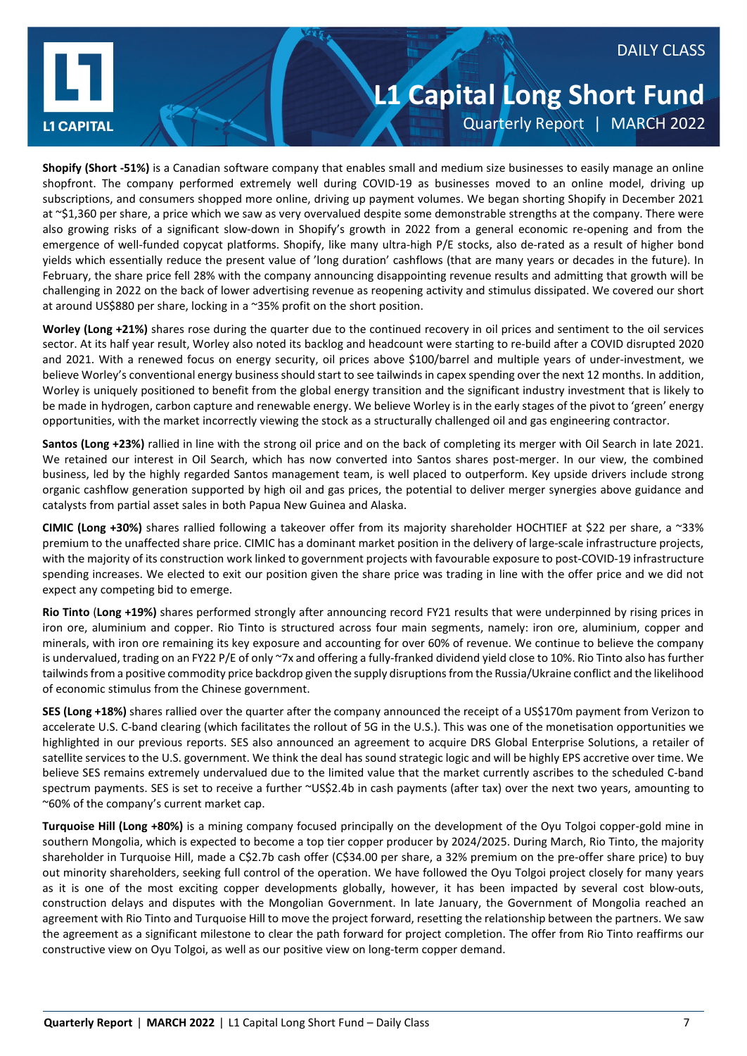**Shopify (Short -51%)** is a Canadian software company that enables small and medium size businesses to easily manage an online shopfront. The company performed extremely well during COVID-19 as businesses moved to an online model, driving up subscriptions, and consumers shopped more online, driving up payment volumes. We began shorting Shopify in December 2021 at ~$1,360 per share, a price which we saw as very overvalued despite some demonstrable strengths at the company. There were also growing risks of a significant slow-down in Shopify's growth in 2022 from a general economic re-opening and from the emergence of well-funded copycat platforms. Shopify, like many ultra-high P/E stocks, also de-rated as a result of higher bond yields which essentially reduce the present value of 'long duration' cashflows (that are many years or decades in the future). In February, the share price fell 28% with the company announcing disappointing revenue results and admitting that growth will be challenging in 2022 on the back of lower advertising revenue as reopening activity and stimulus dissipated. We covered our short at around US$880 per share, locking in a ~35% profit on the short position.

**Worley (Long +21%)** shares rose during the quarter due to the continued recovery in oil prices and sentiment to the oil services sector. At its half year result, Worley also noted its backlog and headcount were starting to re-build after a COVID disrupted 2020 and 2021. With a renewed focus on energy security, oil prices above $100/barrel and multiple years of under-investment, we believe Worley's conventional energy business should start to see tailwinds in capex spending over the next 12 months. In addition, Worley is uniquely positioned to benefit from the global energy transition and the significant industry investment that is likely to be made in hydrogen, carbon capture and renewable energy. We believe Worley is in the early stages of the pivot to 'green' energy opportunities, with the market incorrectly viewing the stock as a structurally challenged oil and gas engineering contractor.

**Santos (Long +23%)** rallied in line with the strong oil price and on the back of completing its merger with Oil Search in late 2021. We retained our interest in Oil Search, which has now converted into Santos shares post-merger. In our view, the combined business, led by the highly regarded Santos management team, is well placed to outperform. Key upside drivers include strong organic cashflow generation supported by high oil and gas prices, the potential to deliver merger synergies above guidance and catalysts from partial asset sales in both Papua New Guinea and Alaska.

**CIMIC (Long +30%)** shares rallied following a takeover offer from its majority shareholder HOCHTIEF at $22 per share, a ~33% premium to the unaffected share price. CIMIC has a dominant market position in the delivery of large-scale infrastructure projects, with the majority of its construction work linked to government projects with favourable exposure to post-COVID-19 infrastructure spending increases. We elected to exit our position given the share price was trading in line with the offer price and we did not expect any competing bid to emerge.

**Rio Tinto (Long +19%)** shares performed strongly after announcing record FY21 results that were underpinned by rising prices in iron ore, aluminium and copper. Rio Tinto is structured across four main segments, namely: iron ore, aluminium, copper and minerals, with iron ore remaining its key exposure and accounting for over 60% of revenue. We continue to believe the company is undervalued, trading on an FY22 P/E of only ~7x and offering a fully-franked dividend yield close to 10%. Rio Tinto also has further tailwinds from a positive commodity price backdrop given the supply disruptions from the Russia/Ukraine conflict and the likelihood of economic stimulus from the Chinese government.

**SES (Long +18%)** shares rallied over the quarter after the company announced the receipt of a US$170m payment from Verizon to accelerate U.S. C-band clearing (which facilitates the rollout of 5G in the U.S.). This was one of the monetisation opportunities we highlighted in our previous reports. SES also announced an agreement to acquire DRS Global Enterprise Solutions, a retailer of satellite services to the U.S. government. We think the deal has sound strategic logic and will be highly EPS accretive over time. We believe SES remains extremely undervalued due to the limited value that the market currently ascribes to the scheduled C-band spectrum payments. SES is set to receive a further ~US$2.4b in cash payments (after tax) over the next two years, amounting to ~60% of the company's current market cap.

**Turquoise Hill (Long +80%)** is a mining company focused principally on the development of the Oyu Tolgoi copper-gold mine in southern Mongolia, which is expected to become a top tier copper producer by 2024/2025. During March, Rio Tinto, the majority shareholder in Turquoise Hill, made a C$2.7b cash offer (C$34.00 per share, a 32% premium on the pre-offer share price) to buy out minority shareholders, seeking full control of the operation. We have followed the Oyu Tolgoi project closely for many years as it is one of the most exciting copper developments globally, however, it has been impacted by several cost blow-outs, construction delays and disputes with the Mongolian Government. In late January, the Government of Mongolia reached an agreement with Rio Tinto and Turquoise Hill to move the project forward, resetting the relationship between the partners. We saw the agreement as a significant milestone to clear the path forward for project completion. The offer from Rio Tinto reaffirms our constructive view on Oyu Tolgoi, as well as our positive view on long-term copper demand.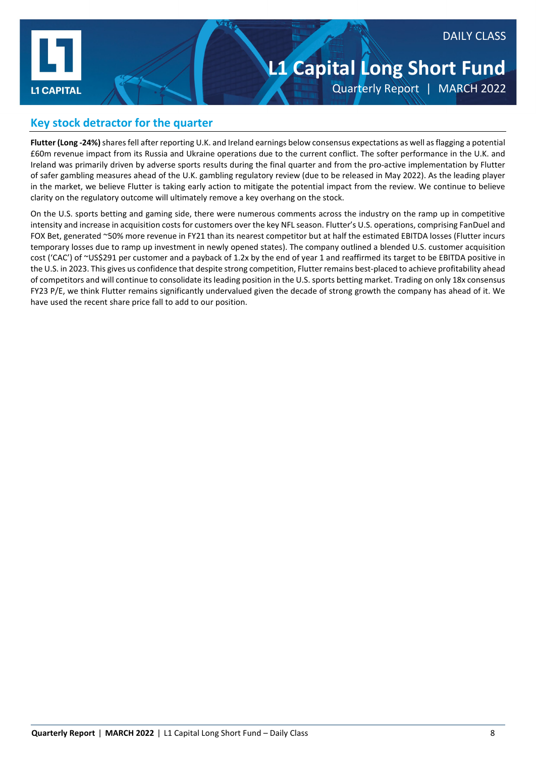## Key stock detractor for the quarter

**Flutter (Long -24%)** shares fell after reporting U.K. and Ireland earnings below consensus expectations as well as flagging a potential £60m revenue impact from its Russia and Ukraine operations due to the current conflict. The softer performance in the U.K. and Ireland was primarily driven by adverse sports results during the final quarter and from the pro-active implementation by Flutter of safer gambling measures ahead of the U.K. gambling regulatory review (due to be released in May 2022). As the leading player in the market, we believe Flutter is taking early action to mitigate the potential impact from the review. We continue to believe clarity on the regulatory outcome will ultimately remove a key overhang on the stock.

On the U.S. sports betting and gaming side, there were numerous comments across the industry on the ramp up in competitive intensity and increase in acquisition costs for customers over the key NFL season. Flutter's U.S. operations, comprising FanDuel and FOX Bet, generated ~50% more revenue in FY21 than its nearest competitor but at half the estimated EBITDA losses (Flutter incurs temporary losses due to ramp up investment in newly opened states). The company outlined a blended U.S. customer acquisition cost ('CAC') of ~US$291 per customer and a payback of 1.2x by the end of year 1 and reaffirmed its target to be EBITDA positive in the U.S. in 2023. This gives us confidence that despite strong competition, Flutter remains best-placed to achieve profitability ahead of competitors and will continue to consolidate its leading position in the U.S. sports betting market. Trading on only 18x consensus FY23 P/E, we think Flutter remains significantly undervalued given the decade of strong growth the company has ahead of it. We have used the recent share price fall to add to our position.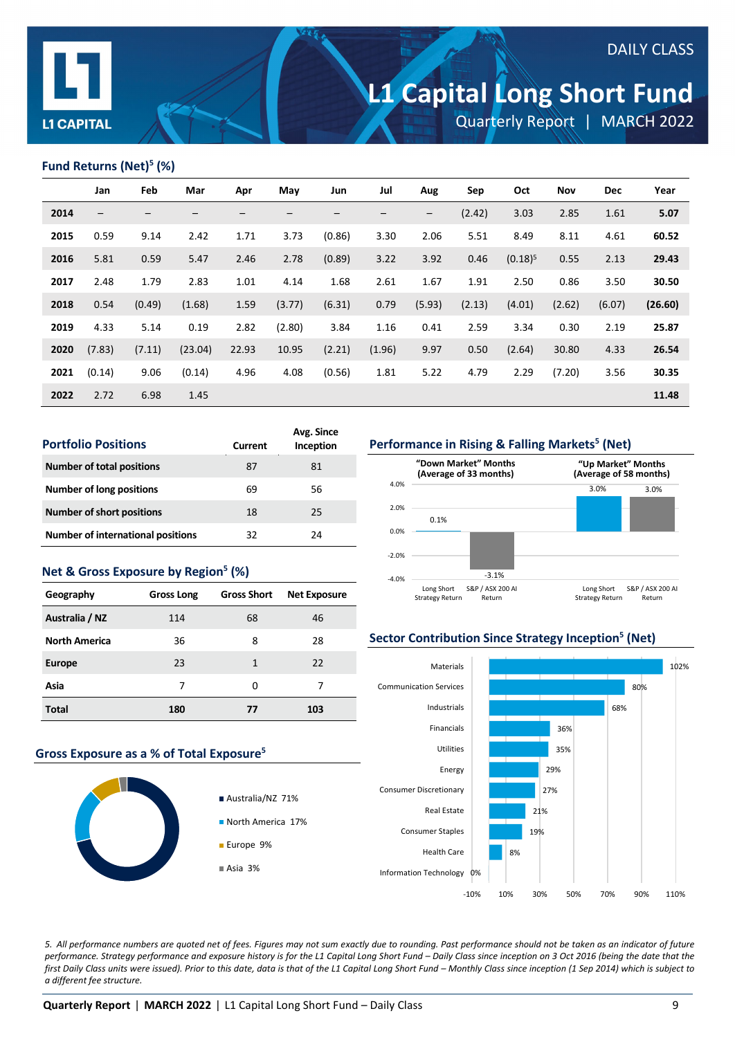DAILY CLASS

# L1 Capital Long Short Fund

Quarterly Report | MARCH 2022

## Fund Returns (Net)[5] (%)

| | Jan | Feb | Mar | Apr | May | Jun | Jul | Aug | Sep | Oct | Nov | Dec | Year |
|---|---|---|---|---|---|---|---|---|---|---|---|---|---|
| **2014** | – | – | – | – | – | – | – | – | (2.42) | 3.03 | 2.85 | 1.61 | **5.07** |
| **2015** | 0.59 | 9.14 | 2.42 | 1.71 | 3.73 | (0.86) | 3.30 | 2.06 | 5.51 | 8.49 | 8.11 | 4.61 | **60.52** |
| **2016** | 5.81 | 0.59 | 5.47 | 2.46 | 2.78 | (0.89) | 3.22 | 3.92 | 0.46 | (0.18)[5] | 0.55 | 2.13 | **29.43** |
| **2017** | 2.48 | 1.79 | 2.83 | 1.01 | 4.14 | 1.68 | 2.61 | 1.67 | 1.91 | 2.50 | 0.86 | 3.50 | **30.50** |
| **2018** | 0.54 | (0.49) | (1.68) | 1.59 | (3.77) | (6.31) | 0.79 | (5.93) | (2.13) | (4.01) | (2.62) | (6.07) | **(26.60)** |
| **2019** | 4.33 | 5.14 | 0.19 | 2.82 | (2.80) | 3.84 | 1.16 | 0.41 | 2.59 | 3.34 | 0.30 | 2.19 | **25.87** |
| **2020** | (7.83) | (7.11) | (23.04) | 22.93 | 10.95 | (2.21) | (1.96) | 9.97 | 0.50 | (2.64) | 30.80 | 4.33 | **26.54** |
| **2021** | (0.14) | 9.06 | (0.14) | 4.96 | 4.08 | (0.56) | 1.81 | 5.22 | 4.79 | 2.29 | (7.20) | 3.56 | **30.35** |
| **2022** | 2.72 | 6.98 | 1.45 | | | | | | | | | | **11.48** |

## Portfolio Positions

| | Current | Avg. Since Inception |
|---|---|---|
| **Number of total positions** | 87 | 81 |
| **Number of long positions** | 69 | 56 |
| **Number of short positions** | 18 | 25 |
| **Number of international positions** | 32 | 24 |

## Net & Gross Exposure by Region[5] (%)

| Geography | Gross Long | Gross Short | Net Exposure |
|---|---|---|---|
| **Australia / NZ** | 114 | 68 | 46 |
| **North America** | 36 | 8 | 28 |
| **Europe** | 23 | 1 | 22 |
| **Asia** | 7 | 0 | 7 |
| **Total** | **180** | **77** | **103** |

## Gross Exposure as a % of Total Exposure[5]

- Australia/NZ 71%
- North America 17%
- Europe 9%
- Asia 3%

## Performance in Rising & Falling Markets[5] (Net)

| | Long Short Strategy Return | S&P / ASX 200 AI Return |
|---|---|---|
| "Down Market" Months (Average of 33 months) | 0.1% | -3.1% |
| "Up Market" Months (Average of 58 months) | 3.0% | 3.0% |

## Sector Contribution Since Strategy Inception[5] (Net)

| Sector | Contribution |
|---|---|
| Materials | 102% |
| Communication Services | 80% |
| Industrials | 68% |
| Financials | 36% |
| Utilities | 35% |
| Energy | 29% |
| Consumer Discretionary | 27% |
| Real Estate | 21% |
| Consumer Staples | 19% |
| Health Care | 8% |
| Information Technology | 0% |

*5. All performance numbers are quoted net of fees. Figures may not sum exactly due to rounding. Past performance should not be taken as an indicator of future performance. Strategy performance and exposure history is for the L1 Capital Long Short Fund – Daily Class since inception on 3 Oct 2016 (being the date that the first Daily Class units were issued). Prior to this date, data is that of the L1 Capital Long Short Fund – Monthly Class since inception (1 Sep 2014) which is subject to a different fee structure.*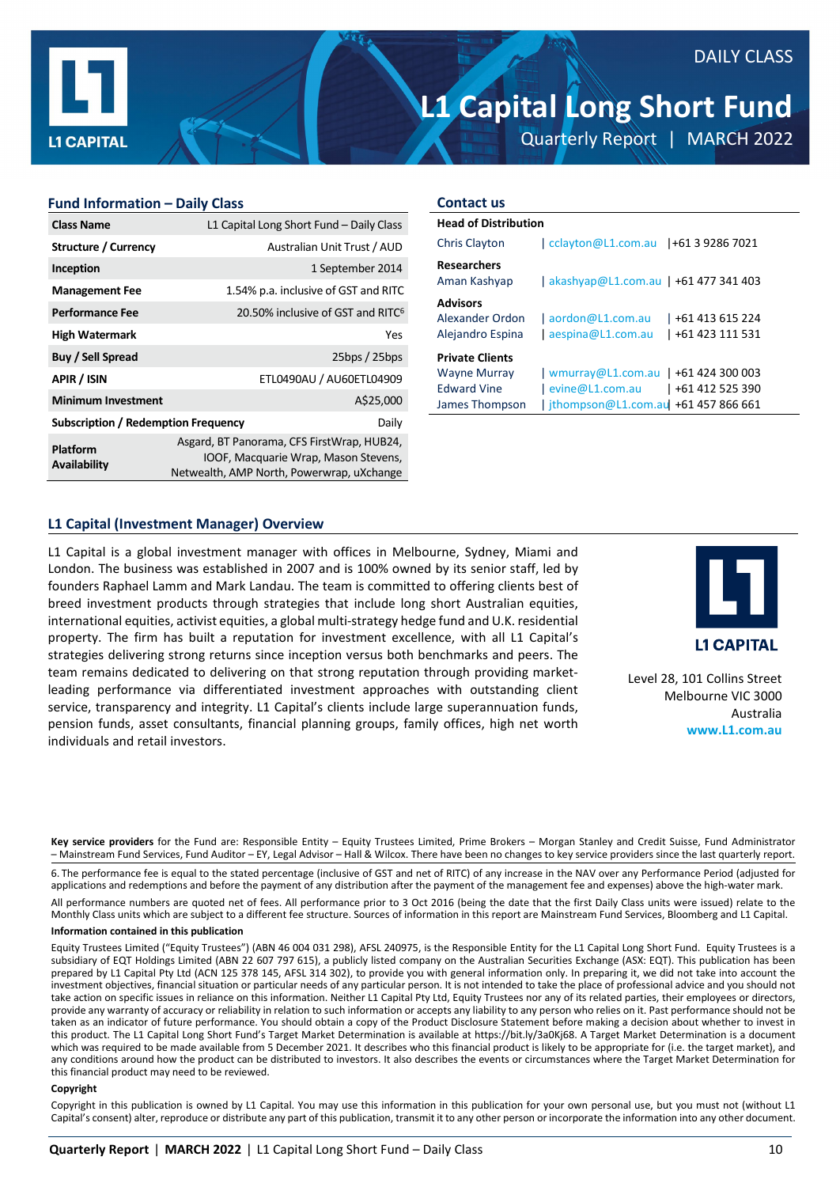DAILY CLASS

# L1 Capital Long Short Fund

Quarterly Report | MARCH 2022

## Fund Information – Daily Class

| | |
|---|---|
| **Class Name** | L1 Capital Long Short Fund – Daily Class |
| **Structure / Currency** | Australian Unit Trust / AUD |
| **Inception** | 1 September 2014 |
| **Management Fee** | 1.54% p.a. inclusive of GST and RITC |
| **Performance Fee** | 20.50% inclusive of GST and RITC[6] |
| **High Watermark** | Yes |
| **Buy / Sell Spread** | 25bps / 25bps |
| **APIR / ISIN** | ETL0490AU / AU60ETL04909 |
| **Minimum Investment** | A$25,000 |
| **Subscription / Redemption Frequency** | Daily |
| **Platform Availability** | Asgard, BT Panorama, CFS FirstWrap, HUB24, IOOF, Macquarie Wrap, Mason Stevens, Netwealth, AMP North, Powerwrap, uXchange |

## Contact us

**Head of Distribution**

| | | |
|---|---|---|
| Chris Clayton | cclayton@L1.com.au | +61 3 9286 7021 |

**Researchers**

| | | |
|---|---|---|
| Aman Kashyap | akashyap@L1.com.au | +61 477 341 403 |

**Advisors**

| | | |
|---|---|---|
| Alexander Ordon | aordon@L1.com.au | +61 413 615 224 |
| Alejandro Espina | aespina@L1.com.au | +61 423 111 531 |

**Private Clients**

| | | |
|---|---|---|
| Wayne Murray | wmurray@L1.com.au | +61 424 300 003 |
| Edward Vine | evine@L1.com.au | +61 412 525 390 |
| James Thompson | jthompson@L1.com.au | +61 457 866 661 |

## L1 Capital (Investment Manager) Overview

L1 Capital is a global investment manager with offices in Melbourne, Sydney, Miami and London. The business was established in 2007 and is 100% owned by its senior staff, led by founders Raphael Lamm and Mark Landau. The team is committed to offering clients best of breed investment products through strategies that include long short Australian equities, international equities, activist equities, a global multi-strategy hedge fund and U.K. residential property. The firm has built a reputation for investment excellence, with all L1 Capital's strategies delivering strong returns since inception versus both benchmarks and peers. The team remains dedicated to delivering on that strong reputation through providing market-leading performance via differentiated investment approaches with client service, transparency and integrity. L1 Capital's clients include large superannuation funds, pension funds, asset consultants, financial planning groups, family offices, high net worth individuals and retail investors.

L1 CAPITAL

Level 28, 101 Collins Street
Melbourne VIC 3000
Australia
**www.L1.com.au**

**Key service providers** for the Fund are: Responsible Entity – Equity Trustees Limited, Prime Brokers – Morgan Stanley and Credit Suisse, Fund Administrator – Mainstream Fund Services, Fund Auditor – EY, Legal Advisor – Hall & Wilcox. There have been no changes to key service providers since the last quarterly report.

6. The performance fee is equal to the stated percentage (inclusive of GST and net of RITC) of any increase in the NAV over any Performance Period (adjusted for applications and redemptions and before the payment of any distribution after the payment of the management fee and expenses) above the high-water mark.

All performance numbers are quoted net of fees. All performance prior to 3 Oct 2016 (being the date that the first Daily Class units were issued) relate to the Monthly Class units which are subject to a different fee structure. Sources of information in this report are Mainstream Fund Services, Bloomberg and L1 Capital.

**Information contained in this publication**

Equity Trustees Limited ("Equity Trustees") (ABN 46 004 031 298), AFSL 240975, is the Responsible Entity for the L1 Capital Long Short Fund. Equity Trustees is a subsidiary of EQT Holdings Limited (ABN 22 607 797 615), a publicly listed company on the Australian Securities Exchange (ASX: EQT). This publication has been prepared by L1 Capital Pty Ltd (ACN 125 378 145, AFSL 314 302), to provide you with general information only. In preparing it, we did not take into account the investment objectives, financial situation or particular needs of any particular person. It is not intended to take the place of professional advice and you should not take action on specific issues in reliance on this information. Neither L1 Capital Pty Ltd, Equity Trustees nor any of its related parties, their employees or directors, provide any warranty of accuracy or reliability in relation to such information or accepts any liability to any person who relies on it. Past performance should not be taken as an indicator of future performance. You should obtain a copy of the Product Disclosure Statement before making a decision about whether to invest in this product. The L1 Capital Long Short Fund's Target Market Determination is available at https://bit.ly/3a0Kj68. A Target Market Determination is a document which was required to be made available from 5 December 2021. It describes who this financial product is likely to be appropriate for (i.e. the target market), and any conditions around how the product can be distributed to investors. It also describes the events or circumstances where the Target Market Determination for this financial product may need to be reviewed.

**Copyright**

Copyright in this publication is owned by L1 Capital. You may use this information in this publication for your own personal use, but you must not (without L1 Capital's consent) alter, reproduce or distribute any part of this publication, transmit it to any other person or incorporate the information into any other document.